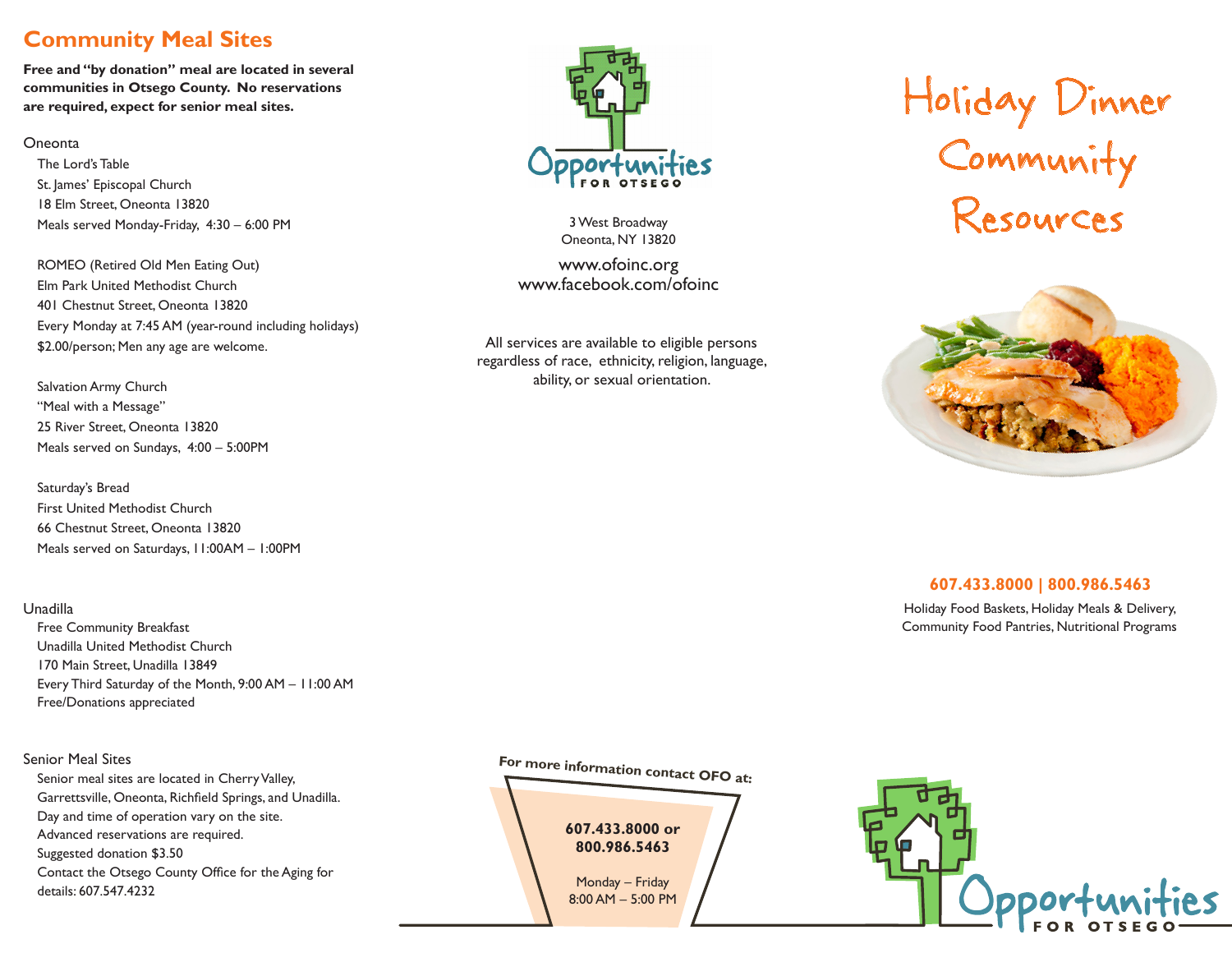## Community Meal Sites

**Free and "by donation" meal are located in several communities in Otsego County. No reservations are required, expect for senior meal sites.**

### Oneonta

The Lord's Table
St. James' Episcopal Church
18 Elm Street, Oneonta 13820
Meals served Monday-Friday, 4:30 – 6:00 PM

ROMEO (Retired Old Men Eating Out)
Elm Park United Methodist Church
401 Chestnut Street, Oneonta 13820
Every Monday at 7:45 AM (year-round including holidays)
$2.00/person; Men any age are welcome.

Salvation Army Church
"Meal with a Message"
25 River Street, Oneonta 13820
Meals served on Sundays, 4:00 – 5:00PM

Saturday's Bread
First United Methodist Church
66 Chestnut Street, Oneonta 13820
Meals served on Saturdays, 11:00AM – 1:00PM

### Unadilla

Free Community Breakfast
Unadilla United Methodist Church
170 Main Street, Unadilla 13849
Every Third Saturday of the Month, 9:00 AM – 11:00 AM
Free/Donations appreciated

### Senior Meal Sites

Senior meal sites are located in Cherry Valley, Garrettsville, Oneonta, Richfield Springs, and Unadilla.
Day and time of operation vary on the site.
Advanced reservations are required.
Suggested donation $3.50
Contact the Otsego County Office for the Aging for details: 607.547.4232

Opportunities FOR OTSEGO

3 West Broadway
Oneonta, NY 13820

www.ofoinc.org
www.facebook.com/ofoinc

All services are available to eligible persons regardless of race, ethnicity, religion, language, ability, or sexual orientation.

For more information contact OFO at:

**607.433.8000 or 800.986.5463**

Monday – Friday
8:00 AM – 5:00 PM

# Holiday Dinner Community Resources

**607.433.8000 | 800.986.5463**

Holiday Food Baskets, Holiday Meals & Delivery, Community Food Pantries, Nutritional Programs

Opportunities FOR OTSEGO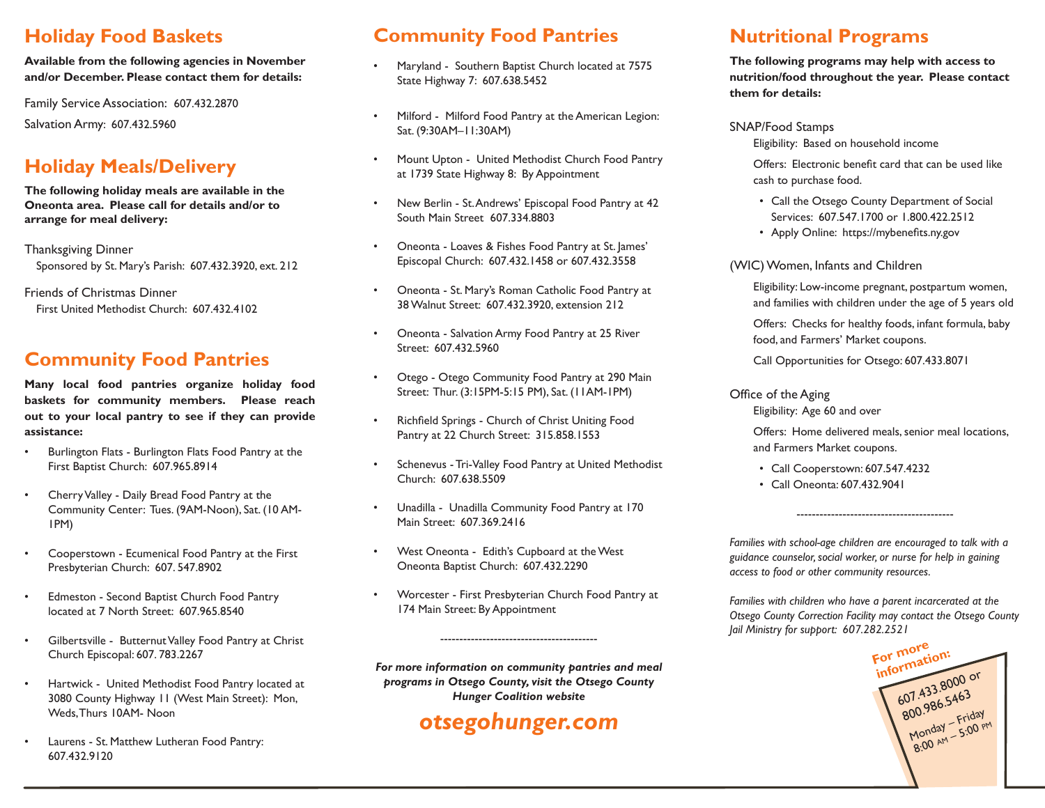## Holiday Food Baskets

**Available from the following agencies in November and/or December. Please contact them for details:**

Family Service Association: 607.432.2870

Salvation Army: 607.432.5960

## Holiday Meals/Delivery

**The following holiday meals are available in the Oneonta area. Please call for details and/or to arrange for meal delivery:**

Thanksgiving Dinner
Sponsored by St. Mary's Parish: 607.432.3920, ext. 212

Friends of Christmas Dinner
First United Methodist Church: 607.432.4102

## Community Food Pantries

**Many local food pantries organize holiday food baskets for community members. Please reach out to your local pantry to see if they can provide assistance:**

- Burlington Flats - Burlington Flats Food Pantry at the First Baptist Church: 607.965.8914
- Cherry Valley - Daily Bread Food Pantry at the Community Center: Tues. (9AM-Noon), Sat. (10 AM-1PM)
- Cooperstown - Ecumenical Food Pantry at the First Presbyterian Church: 607. 547.8902
- Edmeston - Second Baptist Church Food Pantry located at 7 North Street: 607.965.8540
- Gilbertsville - Butternut Valley Food Pantry at Christ Church Episcopal: 607. 783.2267
- Hartwick - United Methodist Food Pantry located at 3080 County Highway 11 (West Main Street): Mon, Weds, Thurs 10AM- Noon
- Laurens - St. Matthew Lutheran Food Pantry: 607.432.9120

## Community Food Pantries

- Maryland - Southern Baptist Church located at 7575 State Highway 7: 607.638.5452
- Milford - Milford Food Pantry at the American Legion: Sat. (9:30AM–11:30AM)
- Mount Upton - United Methodist Church Food Pantry at 1739 State Highway 8: By Appointment
- New Berlin - St. Andrews' Episcopal Food Pantry at 42 South Main Street 607.334.8803
- Oneonta - Loaves & Fishes Food Pantry at St. James' Episcopal Church: 607.432.1458 or 607.432.3558
- Oneonta - St. Mary's Roman Catholic Food Pantry at 38 Walnut Street: 607.432.3920, extension 212
- Oneonta - Salvation Army Food Pantry at 25 River Street: 607.432.5960
- Otego - Otego Community Food Pantry at 290 Main Street: Thur. (3:15PM-5:15 PM), Sat. (11AM-1PM)
- Richfield Springs - Church of Christ Uniting Food Pantry at 22 Church Street: 315.858.1553
- Schenevus - Tri-Valley Food Pantry at United Methodist Church: 607.638.5509
- Unadilla - Unadilla Community Food Pantry at 170 Main Street: 607.369.2416
- West Oneonta - Edith's Cupboard at the West Oneonta Baptist Church: 607.432.2290
- Worcester - First Presbyterian Church Food Pantry at 174 Main Street: By Appointment

-----------------------------------------

***For more information on community pantries and meal programs in Otsego County, visit the Otsego County Hunger Coalition website***

***otsegohunger.com***

## Nutritional Programs

**The following programs may help with access to nutrition/food throughout the year. Please contact them for details:**

SNAP/Food Stamps

Eligibility: Based on household income

Offers: Electronic benefit card that can be used like cash to purchase food.

- Call the Otsego County Department of Social Services: 607.547.1700 or 1.800.422.2512
- Apply Online: https://mybenefits.ny.gov

(WIC) Women, Infants and Children

Eligibility: Low-income pregnant, postpartum women, and families with children under the age of 5 years old

Offers: Checks for healthy foods, infant formula, baby food, and Farmers' Market coupons.

Call Opportunities for Otsego: 607.433.8071

Office of the Aging

Eligibility: Age 60 and over

Offers: Home delivered meals, senior meal locations, and Farmers Market coupons.

- Call Cooperstown: 607.547.4232
- Call Oneonta: 607.432.9041

-----------------------------------------

*Families with school-age children are encouraged to talk with a guidance counselor, social worker, or nurse for help in gaining access to food or other community resources.*

*Families with children who have a parent incarcerated at the Otsego County Correction Facility may contact the Otsego County Jail Ministry for support: 607.282.2521*

**For more information:**
607.433.8000 or
800.986.5463
Monday – Friday
8:00 AM – 5:00 PM